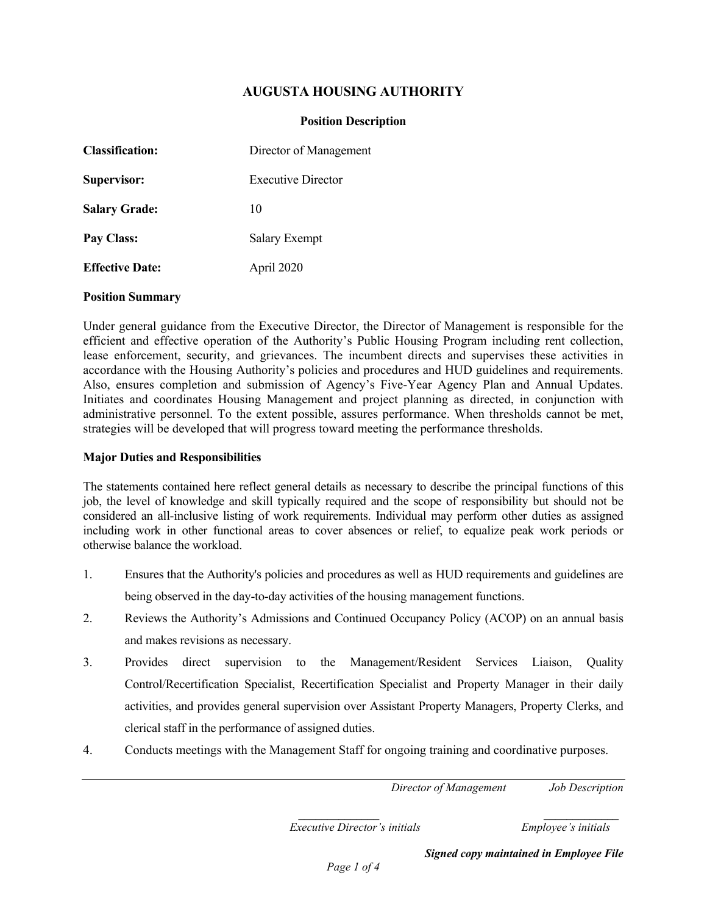# AUGUSTA HOUSING AUTHORITY

## Position Description

| | |
|---|---|
| **Classification:** | Director of Management |
| **Supervisor:** | Executive Director |
| **Salary Grade:** | 10 |
| **Pay Class:** | Salary Exempt |
| **Effective Date:** | April 2020 |

### Position Summary

Under general guidance from the Executive Director, the Director of Management is responsible for the efficient and effective operation of the Authority's Public Housing Program including rent collection, lease enforcement, security, and grievances. The incumbent directs and supervises these activities in accordance with the Housing Authority's policies and procedures and HUD guidelines and requirements. Also, ensures completion and submission of Agency's Five-Year Agency Plan and Annual Updates. Initiates and coordinates Housing Management and project planning as directed, in conjunction with administrative personnel. To the extent possible, assures performance. When thresholds cannot be met, strategies will be developed that will progress toward meeting the performance thresholds.

### Major Duties and Responsibilities

The statements contained here reflect general details as necessary to describe the principal functions of this job, the level of knowledge and skill typically required and the scope of responsibility but should not be considered an all-inclusive listing of work requirements. Individual may perform other duties as assigned including work in other functional areas to cover absences or relief, to equalize peak work periods or otherwise balance the workload.

1. Ensures that the Authority's policies and procedures as well as HUD requirements and guidelines are being observed in the day-to-day activities of the housing management functions.
2. Reviews the Authority's Admissions and Continued Occupancy Policy (ACOP) on an annual basis and makes revisions as necessary.
3. Provides direct supervision to the Management/Resident Services Liaison, Quality Control/Recertification Specialist, Recertification Specialist and Property Manager in their daily activities, and provides general supervision over Assistant Property Managers, Property Clerks, and clerical staff in the performance of assigned duties.
4. Conducts meetings with the Management Staff for ongoing training and coordinative purposes.

_______________ *Executive Director's initials* _______________ *Employee's initials*

***Signed copy maintained in Employee File***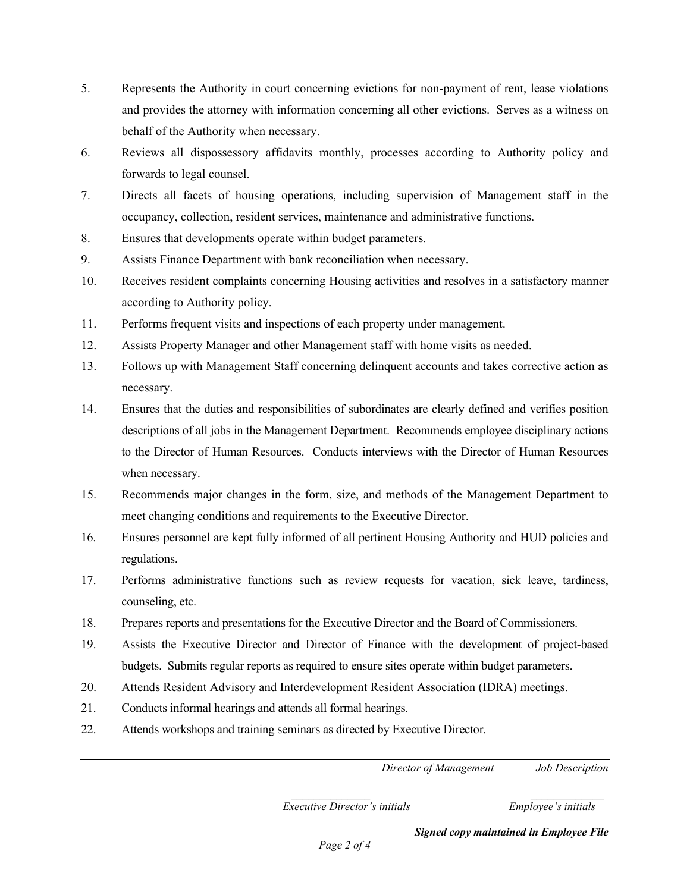5. Represents the Authority in court concerning evictions for non-payment of rent, lease violations and provides the attorney with information concerning all other evictions. Serves as a witness on behalf of the Authority when necessary.
6. Reviews all dispossessory affidavits monthly, processes according to Authority policy and forwards to legal counsel.
7. Directs all facets of housing operations, including supervision of Management staff in the occupancy, collection, resident services, maintenance and administrative functions.
8. Ensures that developments operate within budget parameters.
9. Assists Finance Department with bank reconciliation when necessary.
10. Receives resident complaints concerning Housing activities and resolves in a satisfactory manner according to Authority policy.
11. Performs frequent visits and inspections of each property under management.
12. Assists Property Manager and other Management staff with home visits as needed.
13. Follows up with Management Staff concerning delinquent accounts and takes corrective action as necessary.
14. Ensures that the duties and responsibilities of subordinates are clearly defined and verifies position descriptions of all jobs in the Management Department. Recommends employee disciplinary actions to the Director of Human Resources. Conducts interviews with the Director of Human Resources when necessary.
15. Recommends major changes in the form, size, and methods of the Management Department to meet changing conditions and requirements to the Executive Director.
16. Ensures personnel are kept fully informed of all pertinent Housing Authority and HUD policies and regulations.
17. Performs administrative functions such as review requests for vacation, sick leave, tardiness, counseling, etc.
18. Prepares reports and presentations for the Executive Director and the Board of Commissioners.
19. Assists the Executive Director and Director of Finance with the development of project-based budgets. Submits regular reports as required to ensure sites operate within budget parameters.
20. Attends Resident Advisory and Interdevelopment Resident Association (IDRA) meetings.
21. Conducts informal hearings and attends all formal hearings.
22. Attends workshops and training seminars as directed by Executive Director.

---

*Director of Management* *Job Description*

_______________ *Executive Director's initials* _______________ *Employee's initials*

***Signed copy maintained in Employee File***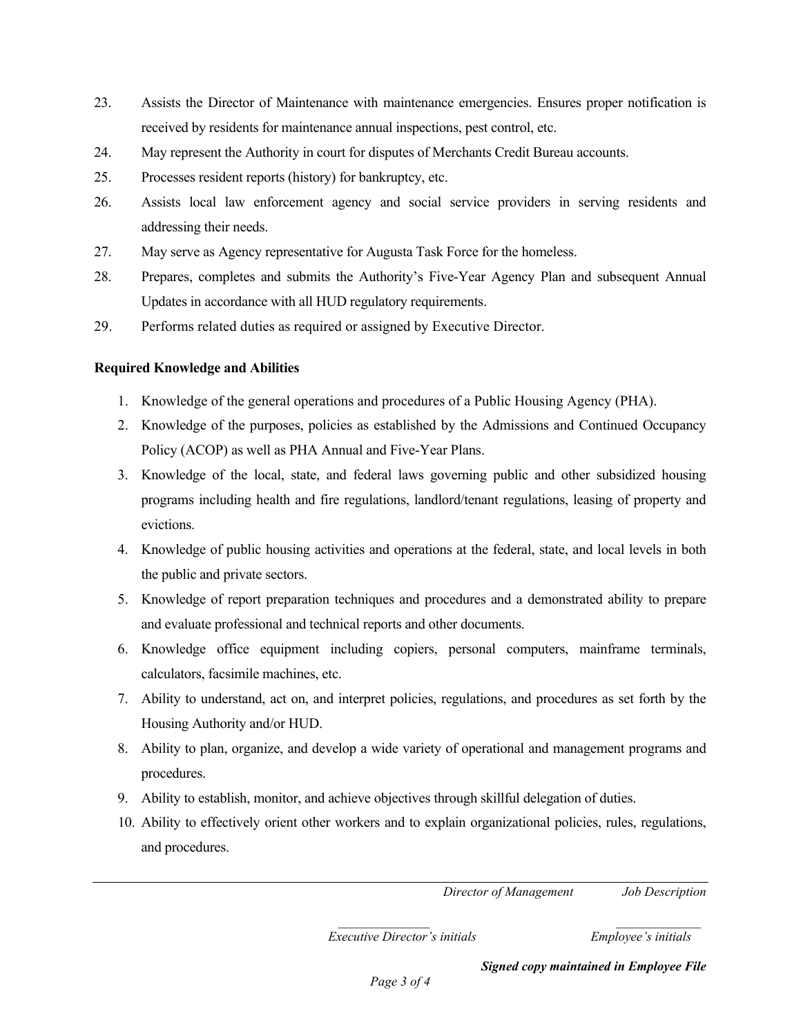23. Assists the Director of Maintenance with maintenance emergencies. Ensures proper notification is received by residents for maintenance annual inspections, pest control, etc.
24. May represent the Authority in court for disputes of Merchants Credit Bureau accounts.
25. Processes resident reports (history) for bankruptcy, etc.
26. Assists local law enforcement agency and social service providers in serving residents and addressing their needs.
27. May serve as Agency representative for Augusta Task Force for the homeless.
28. Prepares, completes and submits the Authority's Five-Year Agency Plan and subsequent Annual Updates in accordance with all HUD regulatory requirements.
29. Performs related duties as required or assigned by Executive Director.

**Required Knowledge and Abilities**

1. Knowledge of the general operations and procedures of a Public Housing Agency (PHA).
2. Knowledge of the purposes, policies as established by the Admissions and Continued Occupancy Policy (ACOP) as well as PHA Annual and Five-Year Plans.
3. Knowledge of the local, state, and federal laws governing public and other subsidized housing programs including health and fire regulations, landlord/tenant regulations, leasing of property and evictions.
4. Knowledge of public housing activities and operations at the federal, state, and local levels in both the public and private sectors.
5. Knowledge of report preparation techniques and procedures and a demonstrated ability to prepare and evaluate professional and technical reports and other documents.
6. Knowledge office equipment including copiers, personal computers, mainframe terminals, calculators, facsimile machines, etc.
7. Ability to understand, act on, and interpret policies, regulations, and procedures as set forth by the Housing Authority and/or HUD.
8. Ability to plan, organize, and develop a wide variety of operational and management programs and procedures.
9. Ability to establish, monitor, and achieve objectives through skillful delegation of duties.
10. Ability to effectively orient other workers and to explain organizational policies, rules, regulations, and procedures.

_______________ _______________

*Executive Director's initials* *Employee's initials*

***Signed copy maintained in Employee File***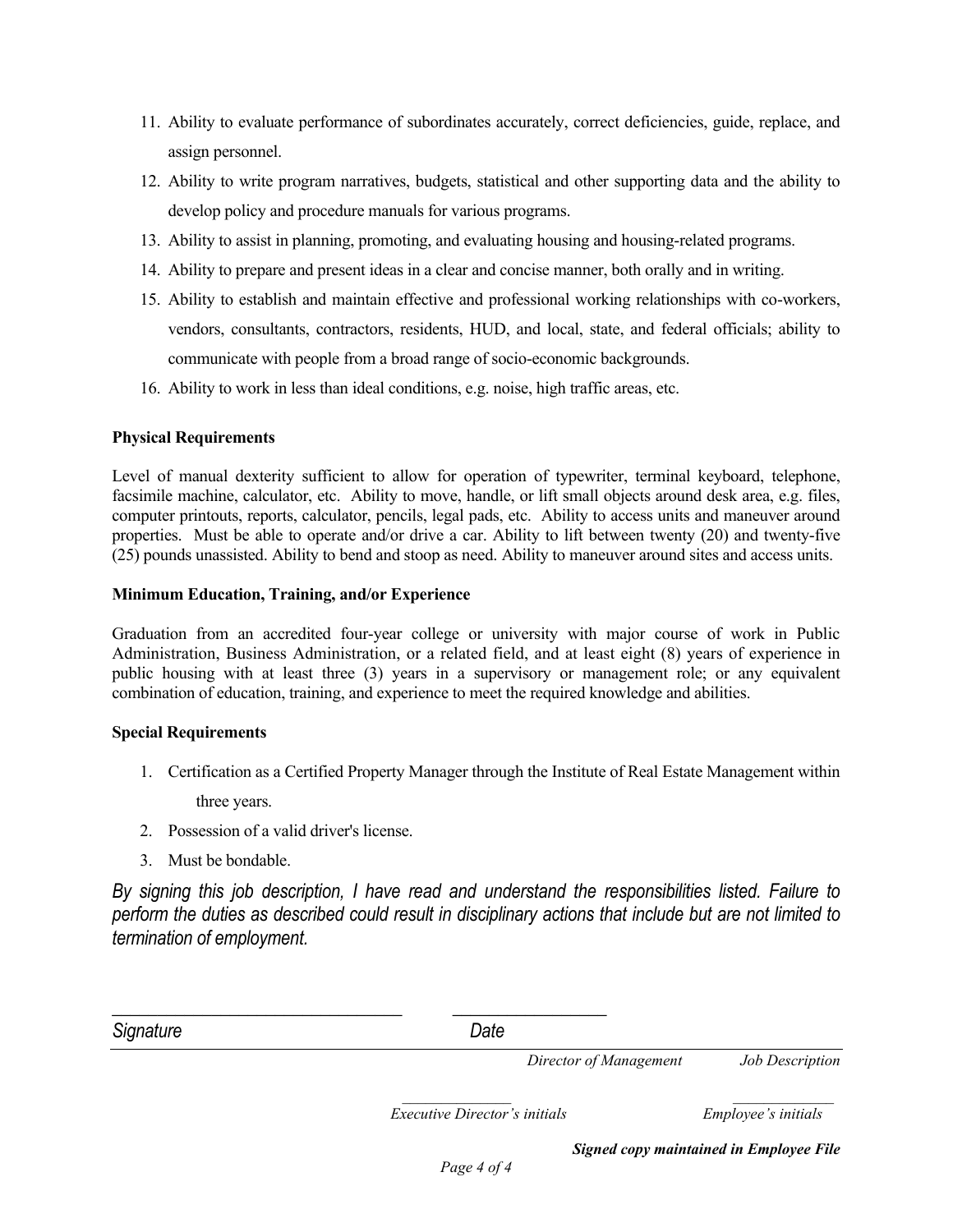11. Ability to evaluate performance of subordinates accurately, correct deficiencies, guide, replace, and assign personnel.
12. Ability to write program narratives, budgets, statistical and other supporting data and the ability to develop policy and procedure manuals for various programs.
13. Ability to assist in planning, promoting, and evaluating housing and housing-related programs.
14. Ability to prepare and present ideas in a clear and concise manner, both orally and in writing.
15. Ability to establish and maintain effective and professional working relationships with co-workers, vendors, consultants, contractors, residents, HUD, and local, state, and federal officials; ability to communicate with people from a broad range of socio-economic backgrounds.
16. Ability to work in less than ideal conditions, e.g. noise, high traffic areas, etc.

**Physical Requirements**

Level of manual dexterity sufficient to allow for operation of typewriter, terminal keyboard, telephone, facsimile machine, calculator, etc. Ability to move, handle, or lift small objects around desk area, e.g. files, computer printouts, reports, calculator, pencils, legal pads, etc. Ability to access units and maneuver around properties. Must be able to operate and/or drive a car. Ability to lift between twenty (20) and twenty-five (25) pounds unassisted. Ability to bend and stoop as need. Ability to maneuver around sites and access units.

**Minimum Education, Training, and/or Experience**

Graduation from an accredited four-year college or university with major course of work in Public Administration, Business Administration, or a related field, and at least eight (8) years of experience in public housing with at least three (3) years in a supervisory or management role; or any equivalent combination of education, training, and experience to meet the required knowledge and abilities.

**Special Requirements**

1. Certification as a Certified Property Manager through the Institute of Real Estate Management within three years.
2. Possession of a valid driver's license.
3. Must be bondable.

*By signing this job description, I have read and understand the responsibilities listed. Failure to perform the duties as described could result in disciplinary actions that include but are not limited to termination of employment.*

\_\_\_\_\_\_\_\_\_\_\_\_\_\_\_\_\_\_\_\_\_\_\_\_\_\_\_\_\_\_ \_\_\_\_\_\_\_\_\_\_\_\_\_\_\_\_

*Signature* *Date*

*Director of Management* *Job Description*

\_\_\_\_\_\_\_\_\_\_\_\_\_\_ \_\_\_\_\_\_\_\_\_\_\_\_\_\_

*Executive Director's initials* *Employee's initials*

***Signed copy maintained in Employee File***